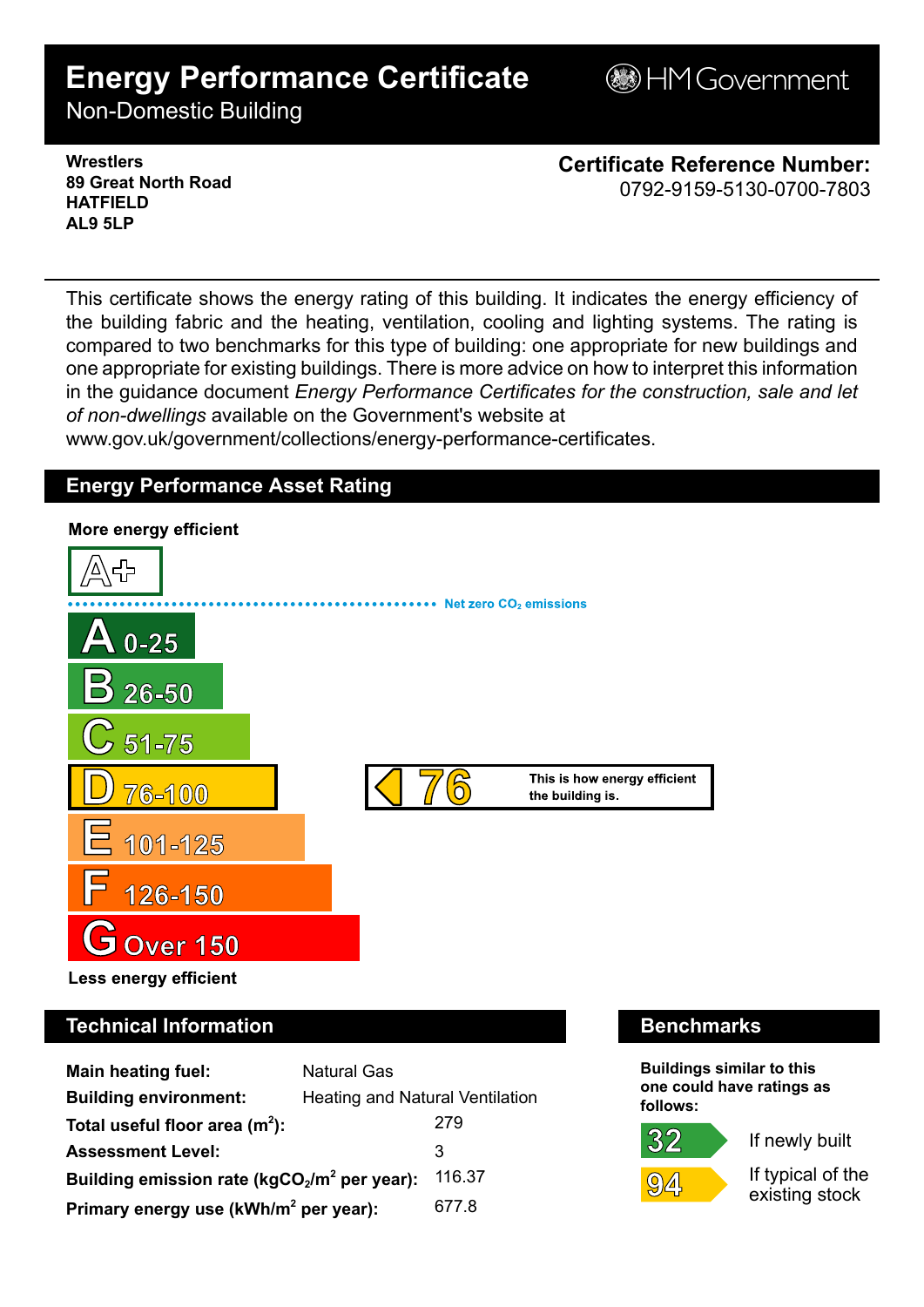# Energy Performance Certificate

Non-Domestic Building

HM Government

**Wrestlers**
**89 Great North Road**
**HATFIELD**
**AL9 5LP**

**Certificate Reference Number:**
0792-9159-5130-0700-7803

This certificate shows the energy rating of this building. It indicates the energy efficiency of the building fabric and the heating, ventilation, cooling and lighting systems. The rating is compared to two benchmarks for this type of building: one appropriate for new buildings and one appropriate for existing buildings. There is more advice on how to interpret this information in the guidance document *Energy Performance Certificates for the construction, sale and let of non-dwellings* available on the Government's website at www.gov.uk/government/collections/energy-performance-certificates.

## Energy Performance Asset Rating

**More energy efficient**

A+

Net zero $CO_2$ emissions

- A 0-25
- B 26-50
- C 51-75
- D 76-100
- E 101-125
- F 126-150
- G Over 150

**Less energy efficient**

76 — This is how energy efficient the building is.

## Technical Information

| | |
|---|---|
| **Main heating fuel:** | Natural Gas |
| **Building environment:** | Heating and Natural Ventilation |
| **Total useful floor area ($m^2$):** | 279 |
| **Assessment Level:** | 3 |
| **Building emission rate ($kgCO_2/m^2$ per year):** | 116.37 |
| **Primary energy use ($kWh/m^2$ per year):** | 677.8 |

## Benchmarks

**Buildings similar to this one could have ratings as follows:**

- 32 — If newly built
- 94 — If typical of the existing stock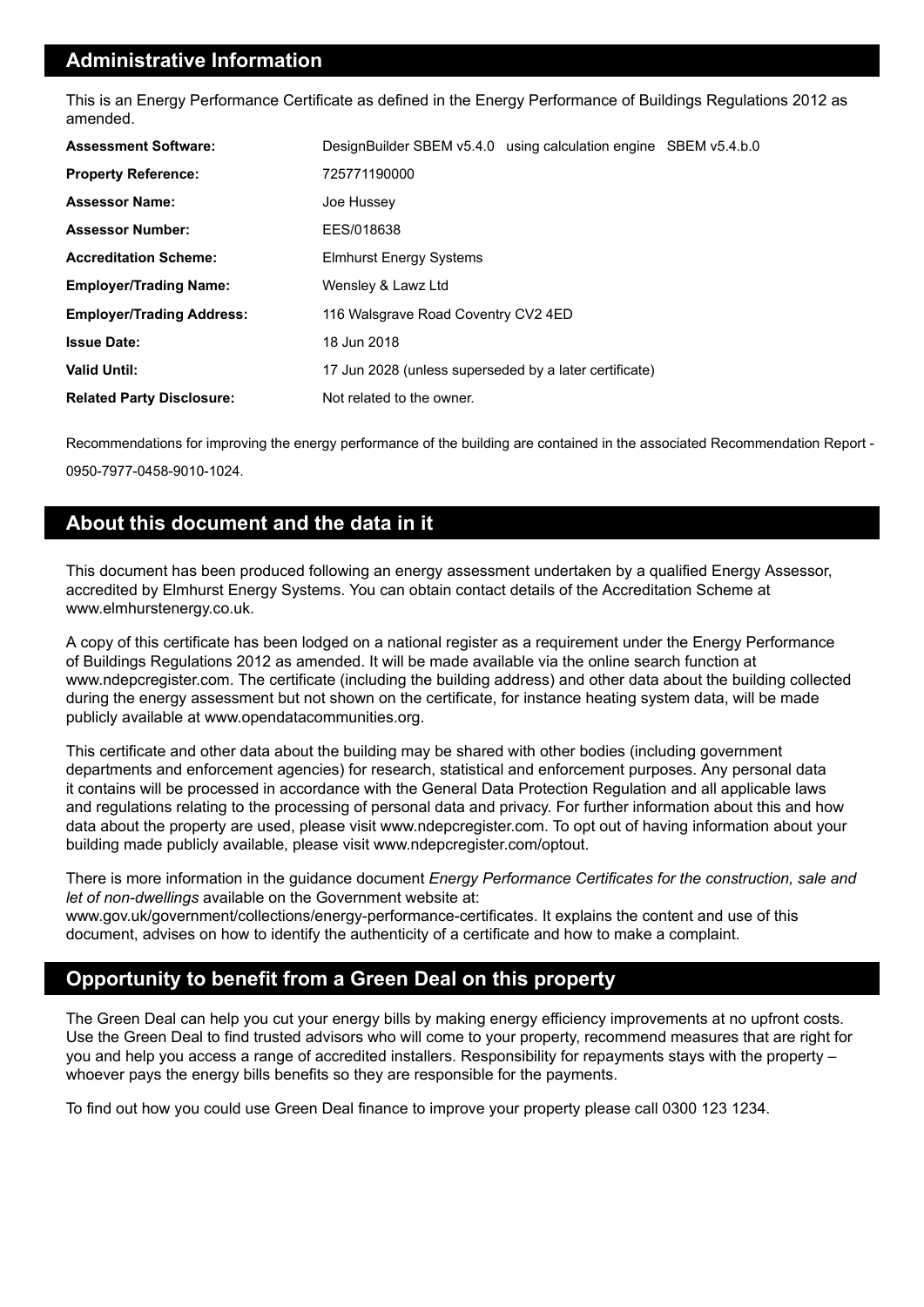## Administrative Information

This is an Energy Performance Certificate as defined in the Energy Performance of Buildings Regulations 2012 as amended.

| | |
|---|---|
| **Assessment Software:** | DesignBuilder SBEM v5.4.0 using calculation engine SBEM v5.4.b.0 |
| **Property Reference:** | 725771190000 |
| **Assessor Name:** | Joe Hussey |
| **Assessor Number:** | EES/018638 |
| **Accreditation Scheme:** | Elmhurst Energy Systems |
| **Employer/Trading Name:** | Wensley & Lawz Ltd |
| **Employer/Trading Address:** | 116 Walsgrave Road Coventry CV2 4ED |
| **Issue Date:** | 18 Jun 2018 |
| **Valid Until:** | 17 Jun 2028 (unless superseded by a later certificate) |
| **Related Party Disclosure:** | Not related to the owner. |

Recommendations for improving the energy performance of the building are contained in the associated Recommendation Report - 0950-7977-0458-9010-1024.

## About this document and the data in it

This document has been produced following an energy assessment undertaken by a qualified Energy Assessor, accredited by Elmhurst Energy Systems. You can obtain contact details of the Accreditation Scheme at www.elmhurstenergy.co.uk.

A copy of this certificate has been lodged on a national register as a requirement under the Energy Performance of Buildings Regulations 2012 as amended. It will be made available via the online search function at www.ndepcregister.com. The certificate (including the building address) and other data about the building collected during the energy assessment but not shown on the certificate, for instance heating system data, will be made publicly available at www.opendatacommunities.org.

This certificate and other data about the building may be shared with other bodies (including government departments and enforcement agencies) for research, statistical and enforcement purposes. Any personal data it contains will be processed in accordance with the General Data Protection Regulation and all applicable laws and regulations relating to the processing of personal data and privacy. For further information about this and how data about the property are used, please visit www.ndepcregister.com. To opt out of having information about your building made publicly available, please visit www.ndepcregister.com/optout.

There is more information in the guidance document *Energy Performance Certificates for the construction, sale and let of non-dwellings* available on the Government website at: www.gov.uk/government/collections/energy-performance-certificates. It explains the content and use of this document, advises on how to identify the authenticity of a certificate and how to make a complaint.

## Opportunity to benefit from a Green Deal on this property

The Green Deal can help you cut your energy bills by making energy efficiency improvements at no upfront costs. Use the Green Deal to find trusted advisors who will come to your property, recommend measures that are right for you and help you access a range of accredited installers. Responsibility for repayments stays with the property – whoever pays the energy bills benefits so they are responsible for the payments.

To find out how you could use Green Deal finance to improve your property please call 0300 123 1234.